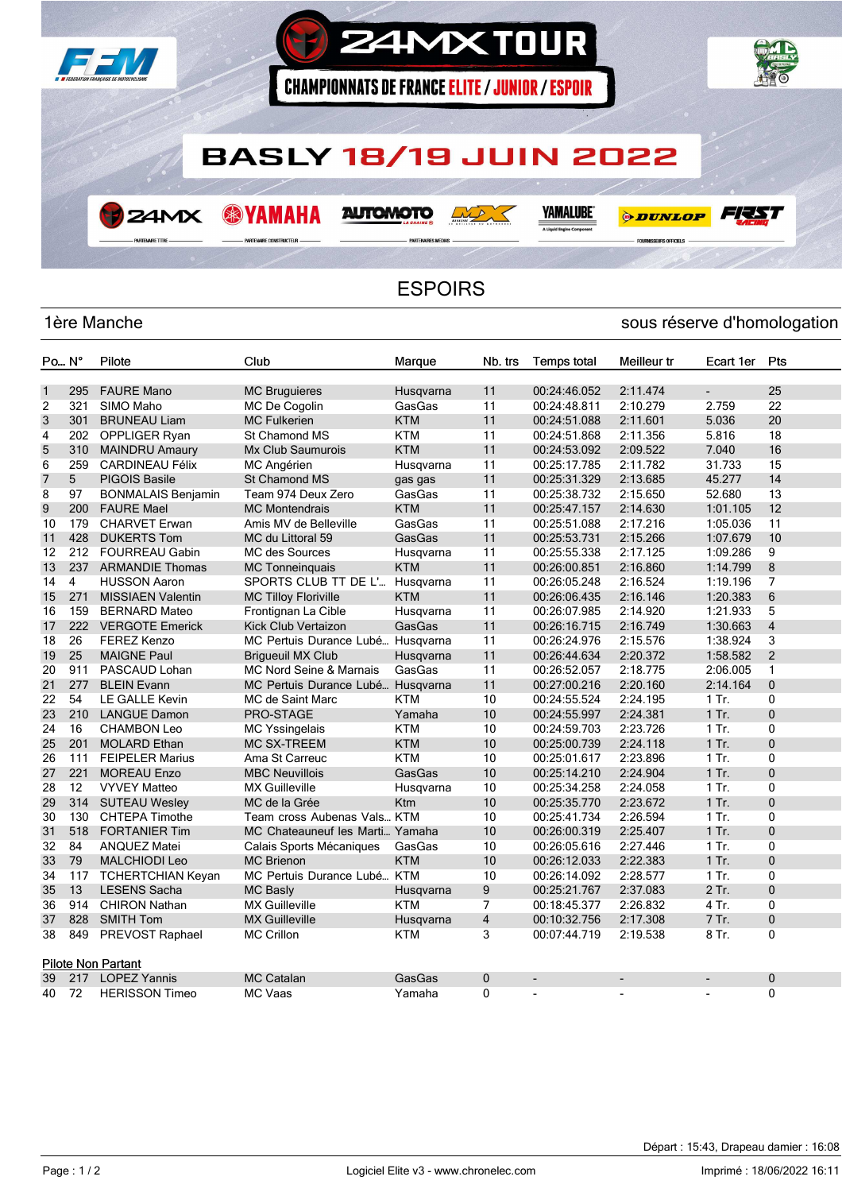# 24MX TOUR

CHAMPIONNATS DE FRANCE ELITE / JUNIOR / ESPOIR

BASLY 18/19 JUIN 2022

## ESPOIRS

1ère Manche — sous réserve d'homologation

| Po... | N° | Pilote | Club | Marque | Nb. trs | Temps total | Meilleur tr | Ecart 1er | Pts |
|---|---|---|---|---|---|---|---|---|---|
| 1 | 295 | FAURE Mano | MC Bruguieres | Husqvarna | 11 | 00:24:46.052 | 2:11.474 | - | 25 |
| 2 | 321 | SIMO Maho | MC De Cogolin | GasGas | 11 | 00:24:48.811 | 2:10.279 | 2.759 | 22 |
| 3 | 301 | BRUNEAU Liam | MC Fulkerien | KTM | 11 | 00:24:51.088 | 2:11.601 | 5.036 | 20 |
| 4 | 202 | OPPLIGER Ryan | St Chamond MS | KTM | 11 | 00:24:51.868 | 2:11.356 | 5.816 | 18 |
| 5 | 310 | MAINDRU Amaury | Mx Club Saumurois | KTM | 11 | 00:24:53.092 | 2:09.522 | 7.040 | 16 |
| 6 | 259 | CARDINEAU Félix | MC Angérien | Husqvarna | 11 | 00:25:17.785 | 2:11.782 | 31.733 | 15 |
| 7 | 5 | PIGOIS Basile | St Chamond MS | gas gas | 11 | 00:25:31.329 | 2:13.685 | 45.277 | 14 |
| 8 | 97 | BONMALAIS Benjamin | Team 974 Deux Zero | GasGas | 11 | 00:25:38.732 | 2:15.650 | 52.680 | 13 |
| 9 | 200 | FAURE Mael | MC Montendrais | KTM | 11 | 00:25:47.157 | 2:14.630 | 1:01.105 | 12 |
| 10 | 179 | CHARVET Erwan | Amis MV de Belleville | GasGas | 11 | 00:25:51.088 | 2:17.216 | 1:05.036 | 11 |
| 11 | 428 | DUKERTS Tom | MC du Littoral 59 | GasGas | 11 | 00:25:53.731 | 2:15.266 | 1:07.679 | 10 |
| 12 | 212 | FOURREAU Gabin | MC des Sources | Husqvarna | 11 | 00:25:55.338 | 2:17.125 | 1:09.286 | 9 |
| 13 | 237 | ARMANDIE Thomas | MC Tonneinquais | KTM | 11 | 00:26:00.851 | 2:16.860 | 1:14.799 | 8 |
| 14 | 4 | HUSSON Aaron | SPORTS CLUB TT DE L'... | Husqvarna | 11 | 00:26:05.248 | 2:16.524 | 1:19.196 | 7 |
| 15 | 271 | MISSIAEN Valentin | MC Tilloy Floriville | KTM | 11 | 00:26:06.435 | 2:16.146 | 1:20.383 | 6 |
| 16 | 159 | BERNARD Mateo | Frontignan La Cible | Husqvarna | 11 | 00:26:07.985 | 2:14.920 | 1:21.933 | 5 |
| 17 | 222 | VERGOTE Emerick | Kick Club Vertaizon | GasGas | 11 | 00:26:16.715 | 2:16.749 | 1:30.663 | 4 |
| 18 | 26 | FEREZ Kenzo | MC Pertuis Durance Lubé... | Husqvarna | 11 | 00:26:24.976 | 2:15.576 | 1:38.924 | 3 |
| 19 | 25 | MAIGNE Paul | Brigueuil MX Club | Husqvarna | 11 | 00:26:44.634 | 2:20.372 | 1:58.582 | 2 |
| 20 | 911 | PASCAUD Lohan | MC Nord Seine & Marnais | GasGas | 11 | 00:26:52.057 | 2:18.775 | 2:06.005 | 1 |
| 21 | 277 | BLEIN Evann | MC Pertuis Durance Lubé... | Husqvarna | 11 | 00:27:00.216 | 2:20.160 | 2:14.164 | 0 |
| 22 | 54 | LE GALLE Kevin | MC de Saint Marc | KTM | 10 | 00:24:55.524 | 2:24.195 | 1 Tr. | 0 |
| 23 | 210 | LANGUE Damon | PRO-STAGE | Yamaha | 10 | 00:24:55.997 | 2:24.381 | 1 Tr. | 0 |
| 24 | 16 | CHAMBON Leo | MC Yssingelais | KTM | 10 | 00:24:59.703 | 2:23.726 | 1 Tr. | 0 |
| 25 | 201 | MOLARD Ethan | MC SX-TREEM | KTM | 10 | 00:25:00.739 | 2:24.118 | 1 Tr. | 0 |
| 26 | 111 | FEIPELER Marius | Ama St Carreuc | KTM | 10 | 00:25:01.617 | 2:23.896 | 1 Tr. | 0 |
| 27 | 221 | MOREAU Enzo | MBC Neuvillois | GasGas | 10 | 00:25:14.210 | 2:24.904 | 1 Tr. | 0 |
| 28 | 12 | VYVEY Matteo | MX Guilleville | Husqvarna | 10 | 00:25:34.258 | 2:24.058 | 1 Tr. | 0 |
| 29 | 314 | SUTEAU Wesley | MC de la Grée | Ktm | 10 | 00:25:35.770 | 2:23.672 | 1 Tr. | 0 |
| 30 | 130 | CHTEPA Timothe | Team cross Aubenas Vals... | KTM | 10 | 00:25:41.734 | 2:26.594 | 1 Tr. | 0 |
| 31 | 518 | FORTANIER Tim | MC Chateauneuf les Marti... | Yamaha | 10 | 00:26:00.319 | 2:25.407 | 1 Tr. | 0 |
| 32 | 84 | ANQUEZ Matei | Calais Sports Mécaniques | GasGas | 10 | 00:26:05.616 | 2:27.446 | 1 Tr. | 0 |
| 33 | 79 | MALCHIODI Leo | MC Brienon | KTM | 10 | 00:26:12.033 | 2:22.383 | 1 Tr. | 0 |
| 34 | 117 | TCHERTCHIAN Keyan | MC Pertuis Durance Lubé... | KTM | 10 | 00:26:14.092 | 2:28.577 | 1 Tr. | 0 |
| 35 | 13 | LESENS Sacha | MC Basly | Husqvarna | 9 | 00:25:21.767 | 2:37.083 | 2 Tr. | 0 |
| 36 | 914 | CHIRON Nathan | MX Guilleville | KTM | 7 | 00:18:45.377 | 2:26.832 | 4 Tr. | 0 |
| 37 | 828 | SMITH Tom | MX Guilleville | Husqvarna | 4 | 00:10:32.756 | 2:17.308 | 7 Tr. | 0 |
| 38 | 849 | PREVOST Raphael | MC Crillon | KTM | 3 | 00:07:44.719 | 2:19.538 | 8 Tr. | 0 |
| **Pilote Non Partant** | | | | | | | | | |
| 39 | 217 | LOPEZ Yannis | MC Catalan | GasGas | 0 | - | - | - | 0 |
| 40 | 72 | HERISSON Timeo | MC Vaas | Yamaha | 0 | - | - | - | 0 |

Départ : 15:43, Drapeau damier : 16:08

Logiciel Elite v3 - www.chronelec.com — Imprimé : 18/06/2022 16:11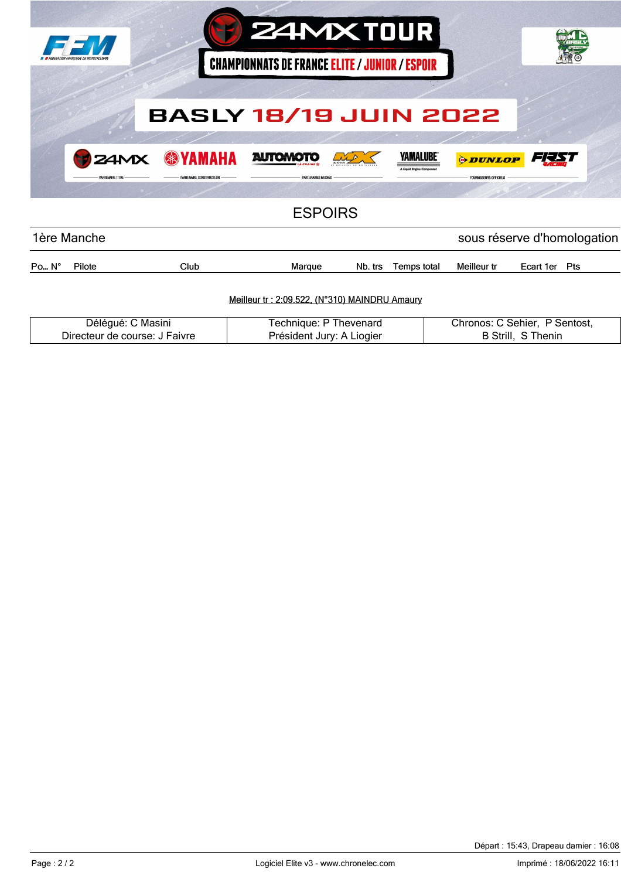# 24MX TOUR

CHAMPIONNATS DE FRANCE ELITE / JUNIOR / ESPOIR

## BASLY 18/19 JUIN 2022

## ESPOIRS

1ère Manche — sous réserve d'homologation

| Po... | N° | Pilote | Club | Marque | Nb. trs | Temps total | Meilleur tr | Ecart 1er | Pts |
|---|---|---|---|---|---|---|---|---|---|

Meilleur tr : 2:09.522, (N°310) MAINDRU Amaury

| | | |
|---|---|---|
| Délégué: C Masini<br>Directeur de course: J Faivre | Technique: P Thevenard<br>Président Jury: A Liogier | Chronos: C Sehier, P Sentost, B Strill, S Thenin |

Départ : 15:43, Drapeau damier : 16:08

Logiciel Elite v3 - www.chronelec.com

Imprimé : 18/06/2022 16:11